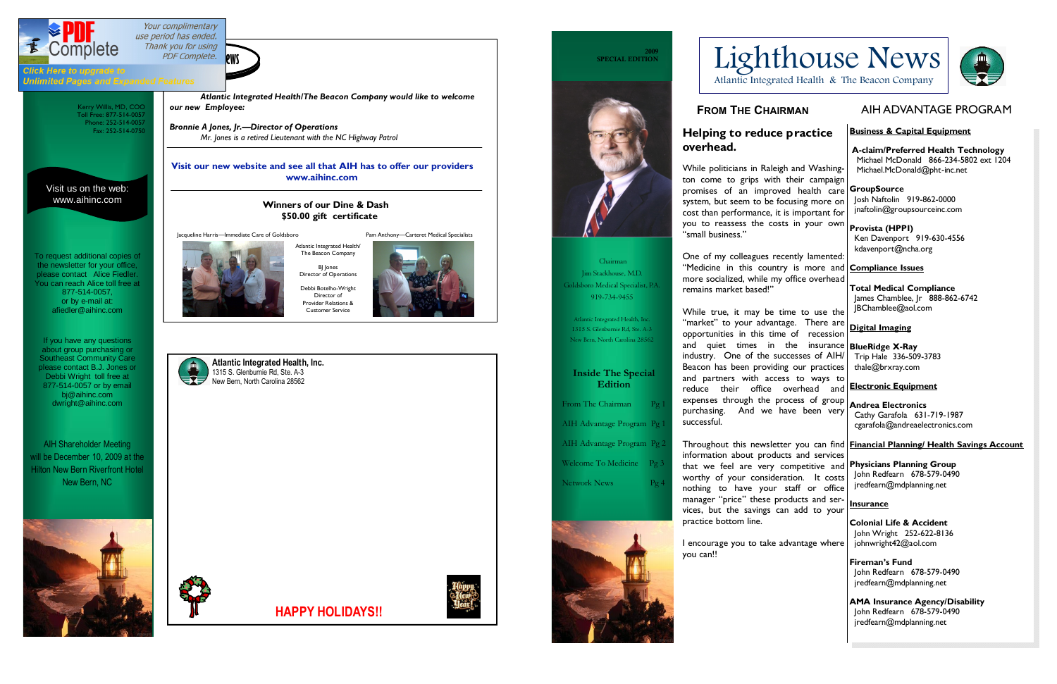Kerry Willis, MD, COO
Toll Free: 877-514-0057
Phone: 252-514-0057
Fax: 252-514-0750

Visit us on the web:
www.aihinc.com

To request additional copies of the newsletter for your office, please contact Alice Fiedler. You can reach Alice toll free at 877-514-0057, or by e-mail at: afiedler@aihinc.com

If you have any questions about group purchasing or Southeast Community Care please contact B.J. Jones or Debbi Wright toll free at 877-514-0057 or by email bj@aihinc.com dwright@aihinc.com

AIH Shareholder Meeting will be December 10, 2009 at the Hilton New Bern Riverfront Hotel New Bern, NC

## Network News

***Atlantic Integrated Health/The Beacon Company would like to welcome our new Employee:***

***Bronnie A Jones, Jr.—Director of Operations***

*Mr. Jones is a retired Lieutenant with the NC Highway Patrol*

**Visit our new website and see all that AIH has to offer our providers www.aihinc.com**

**Winners of our Dine & Dash $50.00 gift certificate**

Jacqueline Harris—Immediate Care of Goldsboro

Pam Anthony—Carteret Medical Specialists

Atlantic Integrated Health/ The Beacon Company

BJ Jones
Director of Operations

Debbi Botelho-Wright
Director of Provider Relations & Customer Service

**Atlantic Integrated Health, Inc.**
1315 S. Glenburnie Rd, Ste. A-3
New Bern, North Carolina 28562

**HAPPY HOLIDAYS!!**

2009 SPECIAL EDITION

Chairman
Jim Stackhouse, M.D.
Goldsboro Medical Specialist, P.A.
919-734-9455

Atlantic Integrated Health, Inc.
1315 S. Glenburnie Rd, Ste. A-3
New Bern, North Carolina 28562

### Inside The Special Edition

| | |
|---|---|
| From The Chairman | Pg 1 |
| AIH Advantage Program | Pg 1 |
| AIH Advantage Program | Pg 2 |
| Welcome To Medicine | Pg 3 |
| Network News | Pg 4 |

# Lighthouse News

Atlantic Integrated Health & The Beacon Company

## From The Chairman

### Helping to reduce practice overhead.

While politicians in Raleigh and Washington come to grips with their campaign promises of an improved health care system, but seem to be focusing more on cost than performance, it is important for you to reassess the costs in your own "small business."

One of my colleagues recently lamented: "Medicine in this country is more and more socialized, while my office overhead remains market based!"

While true, it may be time to use the "market" to your advantage. There are opportunities in this time of recession and quiet times in the insurance industry. One of the successes of AIH/Beacon has been providing our practices and partners with access to ways to reduce their office overhead and expenses through the process of group purchasing. And we have been very successful.

Throughout this newsletter you can find information about products and services that we feel are very competitive and worthy of your consideration. It costs nothing to have your staff or office manager "price" these products and services, but the savings can add to your practice bottom line.

I encourage you to take advantage where you can!!

## AIH ADVANTAGE PROGRAM

**Business & Capital Equipment**

**A-claim/Preferred Health Technology**
Michael McDonald 866-234-5802 ext 1204
Michael.McDonald@pht-inc.net

**GroupSource**
Josh Naftolin 919-862-0000
jnaftolin@groupsourceinc.com

**Provista (HPPI)**
Ken Davenport 919-630-4556
kdavenport@ncha.org

**Compliance Issues**

**Total Medical Compliance**
James Chamblee, Jr 888-862-6742
JBChamblee@aol.com

**Digital Imaging**

**BlueRidge X-Ray**
Trip Hale 336-509-3783
thale@brxray.com

**Electronic Equipment**

**Andrea Electronics**
Cathy Garafola 631-719-1987
cgarafola@andreaelectronics.com

**Financial Planning/ Health Savings Account**

**Physicians Planning Group**
John Redfearn 678-579-0490
jredfearn@mdplanning.net

**Insurance**

**Colonial Life & Accident**
John Wright 252-622-8136
johnwright42@aol.com

**Fireman's Fund**
John Redfearn 678-579-0490
jredfearn@mdplanning.net

**AMA Insurance Agency/Disability**
John Redfearn 678-579-0490
jredfearn@mdplanning.net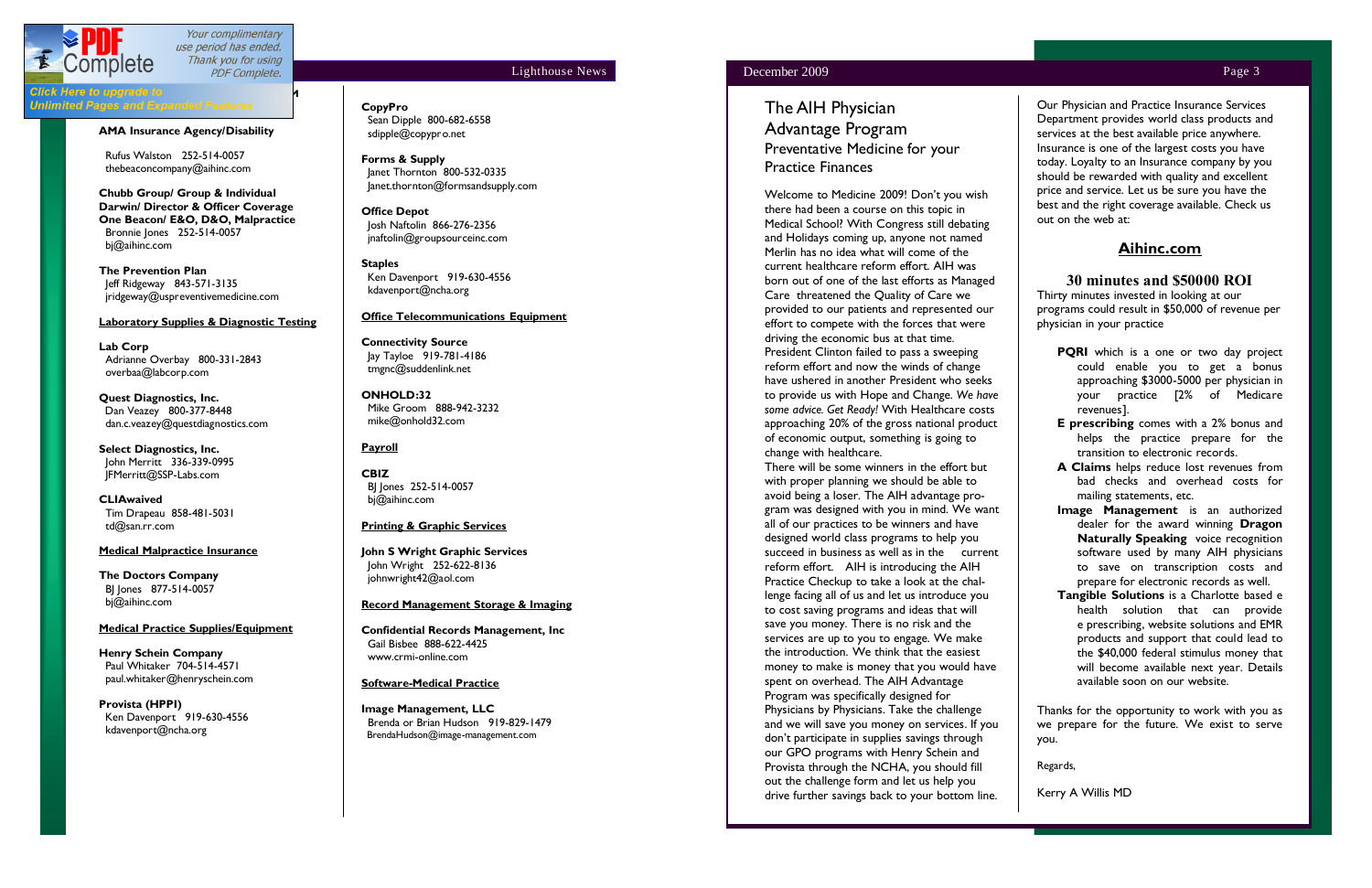**AMA Insurance Agency/Disability**

Rufus Walston 252-514-0057
thebeaconcompany@aihinc.com

**Chubb Group/ Group & Individual**
**Darwin/ Director & Officer Coverage**
**One Beacon/ E&O, D&O, Malpractice**
Bronnie Jones 252-514-0057
bj@aihinc.com

**The Prevention Plan**
Jeff Ridgeway 843-571-3135
jridgeway@uspreventivemedicine.com

**Laboratory Supplies & Diagnostic Testing**

**Lab Corp**
Adrianne Overbay 800-331-2843
overbaa@labcorp.com

**Quest Diagnostics, Inc.**
Dan Veazey 800-377-8448
dan.c.veazey@questdiagnostics.com

**Select Diagnostics, Inc.**
John Merritt 336-339-0995
JFMerritt@SSP-Labs.com

**CLIAwaived**
Tim Drapeau 858-481-5031
td@san.rr.com

**Medical Malpractice Insurance**

**The Doctors Company**
BJ Jones 877-514-0057
bj@aihinc.com

**Medical Practice Supplies/Equipment**

**Henry Schein Company**
Paul Whitaker 704-514-4571
paul.whitaker@henryschein.com

**Provista (HPPI)**
Ken Davenport 919-630-4556
kdavenport@ncha.org

**CopyPro**
Sean Dipple 800-682-6558
sdipple@copypro.net

**Forms & Supply**
Janet Thornton 800-532-0335
Janet.thornton@formsandsupply.com

**Office Depot**
Josh Naftolin 866-276-2356
jnaftolin@groupsourceinc.com

**Staples**
Ken Davenport 919-630-4556
kdavenport@ncha.org

**Office Telecommunications Equipment**

**Connectivity Source**
Jay Tayloe 919-781-4186
tmgnc@suddenlink.net

**ONHOLD:32**
Mike Groom 888-942-3232
mike@onhold32.com

**Payroll**

**CBIZ**
BJ Jones 252-514-0057
bj@aihinc.com

**Printing & Graphic Services**

**John S Wright Graphic Services**
John Wright 252-622-8136
johnwright42@aol.com

**Record Management Storage & Imaging**

**Confidential Records Management, Inc**
Gail Bisbee 888-622-4425
www.crmi-online.com

**Software-Medical Practice**

**Image Management, LLC**
Brenda or Brian Hudson 919-829-1479
BrendaHudson@image-management.com

## The AIH Physician Advantage Program

### Preventative Medicine for your Practice Finances

Welcome to Medicine 2009! Don't you wish there had been a course on this topic in Medical School? With Congress still debating and Holidays coming up, anyone not named Merlin has no idea what will come of the current healthcare reform effort. AIH was born out of one of the last efforts as Managed Care threatened the Quality of Care we provided to our patients and represented our effort to compete with the forces that were driving the economic bus at that time. President Clinton failed to pass a sweeping reform effort and now the winds of change have ushered in another President who seeks to provide us with Hope and Change. *We have some advice. Get Ready!* With Healthcare costs approaching 20% of the gross national product of economic output, something is going to change with healthcare.

There will be some winners in the effort but with proper planning we should be able to avoid being a loser. The AIH advantage program was designed with you in mind. We want all of our practices to be winners and have designed world class programs to help you succeed in business as well as in the current reform effort. AIH is introducing the AIH Practice Checkup to take a look at the challenge facing all of us and let us introduce you to cost saving programs and ideas that will save you money. There is no risk and the services are up to you to engage. We make the introduction. We think that the easiest money to make is money that you would have spent on overhead. The AIH Advantage Program was specifically designed for Physicians by Physicians. Take the challenge and we will save you money on services. If you don't participate in supplies savings through our GPO programs with Henry Schein and Provista through the NCHA, you should fill out the challenge form and let us help you drive further savings back to your bottom line.

Our Physician and Practice Insurance Services Department provides world class products and services at the best available price anywhere. Insurance is one of the largest costs you have today. Loyalty to an Insurance company by you should be rewarded with quality and excellent price and service. Let us be sure you have the best and the right coverage available. Check us out on the web at:

**Aihinc.com**

### 30 minutes and $50000 ROI

Thirty minutes invested in looking at our programs could result in $50,000 of revenue per physician in your practice

- **PQRI** which is a one or two day project could enable you to get a bonus approaching $3000-5000 per physician in your practice [2% of Medicare revenues].
- **E prescribing** comes with a 2% bonus and helps the practice prepare for the transition to electronic records.
- **A Claims** helps reduce lost revenues from bad checks and overhead costs for mailing statements, etc.
- **Image Management** is an authorized dealer for the award winning **Dragon Naturally Speaking** voice recognition software used by many AIH physicians to save on transcription costs and prepare for electronic records as well.
- **Tangible Solutions** is a Charlotte based e health solution that can provide e prescribing, website solutions and EMR products and support that could lead to the $40,000 federal stimulus money that will become available next year. Details available soon on our website.

Thanks for the opportunity to work with you as we prepare for the future. We exist to serve you.

Regards,

Kerry A Willis MD